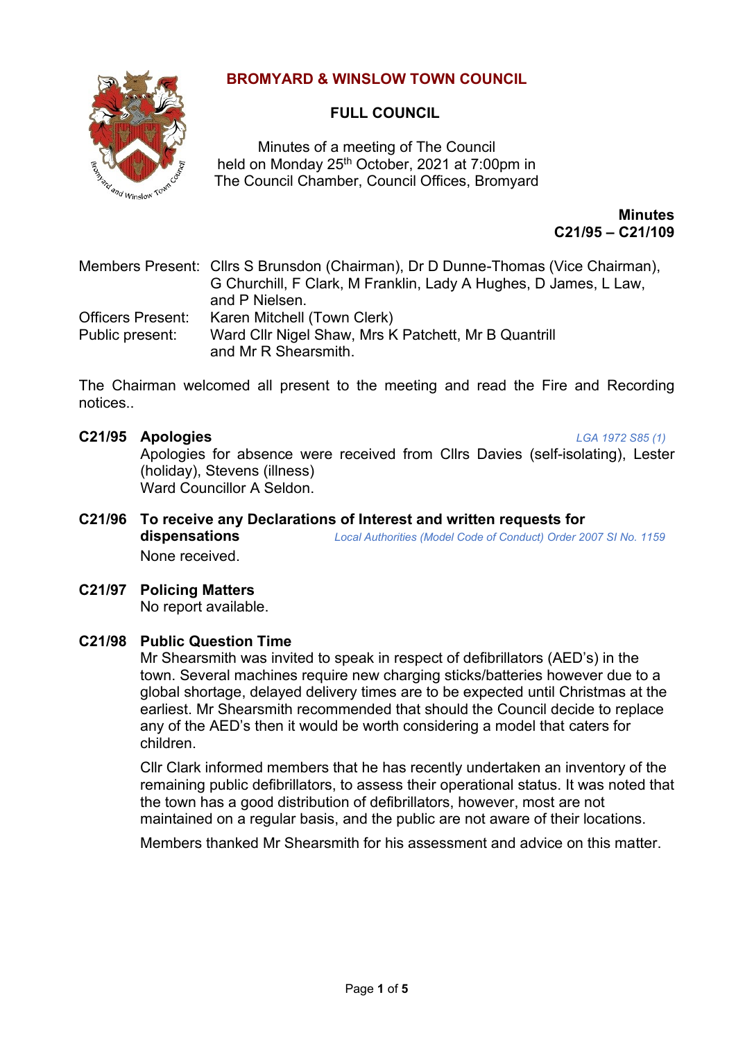# BROMYARD & WINSLOW TOWN COUNCIL

## FULL COUNCIL

Minutes of a meeting of The Council held on Monday 25th October, 2021 at 7:00pm in The Council Chamber, Council Offices, Bromyard

**Minutes C21/95 – C21/109**

Members Present: Cllrs S Brunsdon (Chairman), Dr D Dunne-Thomas (Vice Chairman), G Churchill, F Clark, M Franklin, Lady A Hughes, D James, L Law, and P Nielsen.
Officers Present: Karen Mitchell (Town Clerk)
Public present: Ward Cllr Nigel Shaw, Mrs K Patchett, Mr B Quantrill and Mr R Shearsmith.

The Chairman welcomed all present to the meeting and read the Fire and Recording notices..

### C21/95 Apologies

*LGA 1972 S85 (1)*

Apologies for absence were received from Cllrs Davies (self-isolating), Lester (holiday), Stevens (illness)
Ward Councillor A Seldon.

### C21/96 To receive any Declarations of Interest and written requests for dispensations

*Local Authorities (Model Code of Conduct) Order 2007 SI No. 1159*

None received.

### C21/97 Policing Matters

No report available.

### C21/98 Public Question Time

Mr Shearsmith was invited to speak in respect of defibrillators (AED's) in the town. Several machines require new charging sticks/batteries however due to a global shortage, delayed delivery times are to be expected until Christmas at the earliest. Mr Shearsmith recommended that should the Council decide to replace any of the AED's then it would be worth considering a model that caters for children.

Cllr Clark informed members that he has recently undertaken an inventory of the remaining public defibrillators, to assess their operational status. It was noted that the town has a good distribution of defibrillators, however, most are not maintained on a regular basis, and the public are not aware of their locations.

Members thanked Mr Shearsmith for his assessment and advice on this matter.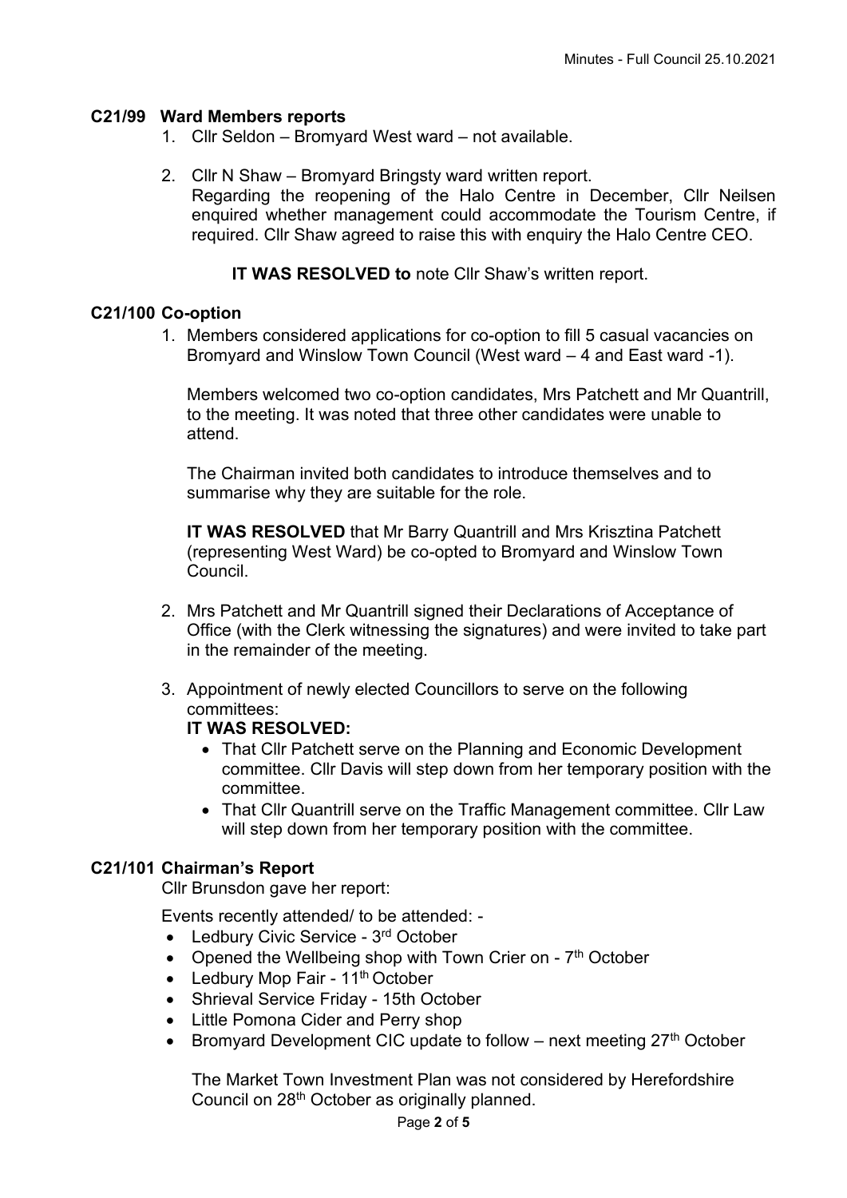## C21/99 Ward Members reports

1. Cllr Seldon – Bromyard West ward – not available.

2. Cllr N Shaw – Bromyard Bringsty ward written report.
   Regarding the reopening of the Halo Centre in December, Cllr Neilsen enquired whether management could accommodate the Tourism Centre, if required. Cllr Shaw agreed to raise this with enquiry the Halo Centre CEO.

   **IT WAS RESOLVED to** note Cllr Shaw's written report.

## C21/100 Co-option

1. Members considered applications for co-option to fill 5 casual vacancies on Bromyard and Winslow Town Council (West ward – 4 and East ward -1).

   Members welcomed two co-option candidates, Mrs Patchett and Mr Quantrill, to the meeting. It was noted that three other candidates were unable to attend.

   The Chairman invited both candidates to introduce themselves and to summarise why they are suitable for the role.

   **IT WAS RESOLVED** that Mr Barry Quantrill and Mrs Krisztina Patchett (representing West Ward) be co-opted to Bromyard and Winslow Town Council.

2. Mrs Patchett and Mr Quantrill signed their Declarations of Acceptance of Office (with the Clerk witnessing the signatures) and were invited to take part in the remainder of the meeting.

3. Appointment of newly elected Councillors to serve on the following committees:
   **IT WAS RESOLVED:**
   - That Cllr Patchett serve on the Planning and Economic Development committee. Cllr Davis will step down from her temporary position with the committee.
   - That Cllr Quantrill serve on the Traffic Management committee. Cllr Law will step down from her temporary position with the committee.

## C21/101 Chairman's Report

Cllr Brunsdon gave her report:

Events recently attended/ to be attended: -

- Ledbury Civic Service - 3rd October
- Opened the Wellbeing shop with Town Crier on - 7th October
- Ledbury Mop Fair - 11th October
- Shrieval Service Friday - 15th October
- Little Pomona Cider and Perry shop
- Bromyard Development CIC update to follow – next meeting 27th October

The Market Town Investment Plan was not considered by Herefordshire Council on 28th October as originally planned.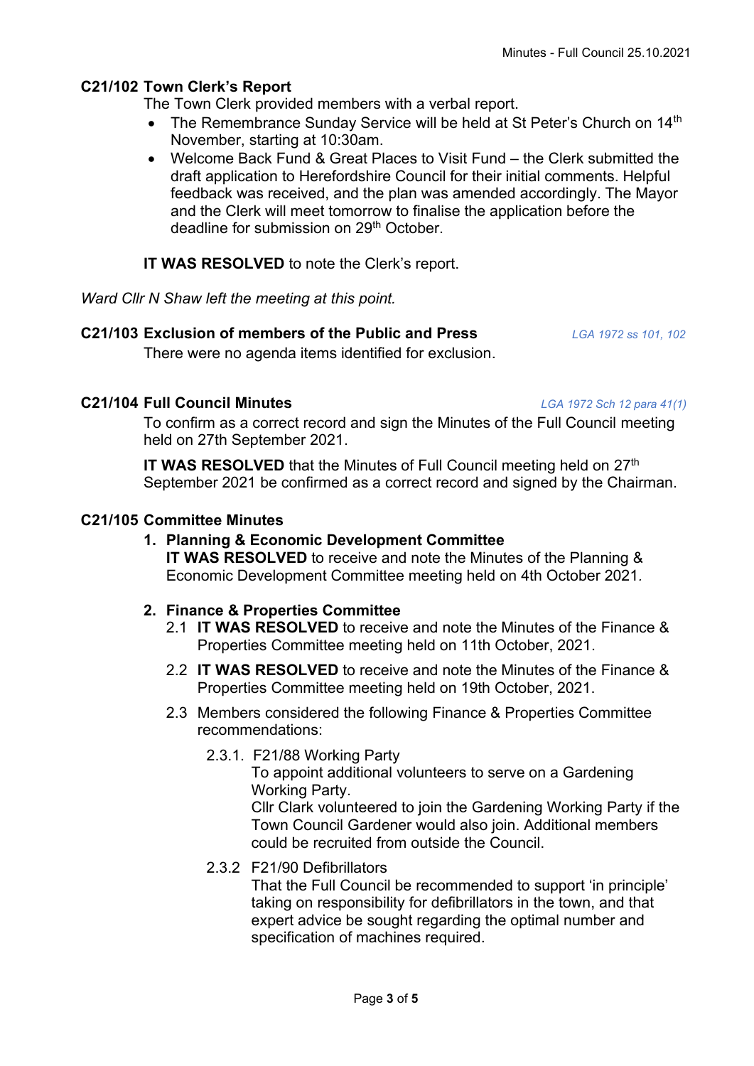**C21/102 Town Clerk's Report**

The Town Clerk provided members with a verbal report.

- The Remembrance Sunday Service will be held at St Peter's Church on 14th November, starting at 10:30am.
- Welcome Back Fund & Great Places to Visit Fund – the Clerk submitted the draft application to Herefordshire Council for their initial comments. Helpful feedback was received, and the plan was amended accordingly. The Mayor and the Clerk will meet tomorrow to finalise the application before the deadline for submission on 29th October.

**IT WAS RESOLVED** to note the Clerk's report.

*Ward Cllr N Shaw left the meeting at this point.*

**C21/103 Exclusion of members of the Public and Press** *LGA 1972 ss 101, 102*

There were no agenda items identified for exclusion.

**C21/104 Full Council Minutes** *LGA 1972 Sch 12 para 41(1)*

To confirm as a correct record and sign the Minutes of the Full Council meeting held on 27th September 2021.

**IT WAS RESOLVED** that the Minutes of Full Council meeting held on 27th September 2021 be confirmed as a correct record and signed by the Chairman.

**C21/105 Committee Minutes**

1. **Planning & Economic Development Committee**
   **IT WAS RESOLVED** to receive and note the Minutes of the Planning & Economic Development Committee meeting held on 4th October 2021.

2. **Finance & Properties Committee**
   - 2.1 **IT WAS RESOLVED** to receive and note the Minutes of the Finance & Properties Committee meeting held on 11th October, 2021.
   - 2.2 **IT WAS RESOLVED** to receive and note the Minutes of the Finance & Properties Committee meeting held on 19th October, 2021.
   - 2.3 Members considered the following Finance & Properties Committee recommendations:
     - 2.3.1. F21/88 Working Party
       To appoint additional volunteers to serve on a Gardening Working Party.
       Cllr Clark volunteered to join the Gardening Working Party if the Town Council Gardener would also join. Additional members could be recruited from outside the Council.
     - 2.3.2 F21/90 Defibrillators
       That the Full Council be recommended to support 'in principle' taking on responsibility for defibrillators in the town, and that expert advice be sought regarding the optimal number and specification of machines required.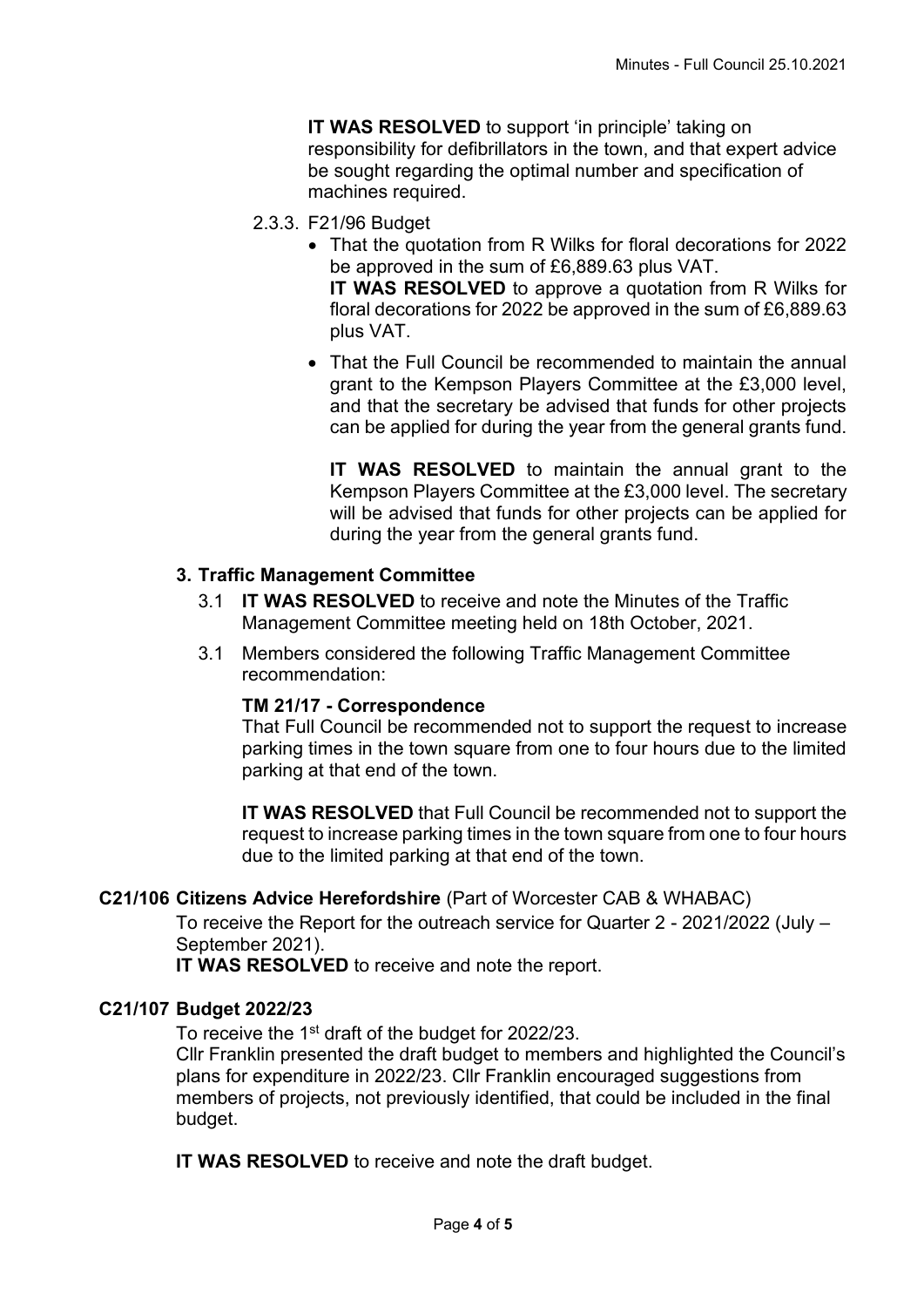**IT WAS RESOLVED** to support 'in principle' taking on responsibility for defibrillators in the town, and that expert advice be sought regarding the optimal number and specification of machines required.

2.3.3. F21/96 Budget

- That the quotation from R Wilks for floral decorations for 2022 be approved in the sum of £6,889.63 plus VAT.
  **IT WAS RESOLVED** to approve a quotation from R Wilks for floral decorations for 2022 be approved in the sum of £6,889.63 plus VAT.
- That the Full Council be recommended to maintain the annual grant to the Kempson Players Committee at the £3,000 level, and that the secretary be advised that funds for other projects can be applied for during the year from the general grants fund.

  **IT WAS RESOLVED** to maintain the annual grant to the Kempson Players Committee at the £3,000 level. The secretary will be advised that funds for other projects can be applied for during the year from the general grants fund.

### 3. Traffic Management Committee

3.1 **IT WAS RESOLVED** to receive and note the Minutes of the Traffic Management Committee meeting held on 18th October, 2021.

3.1 Members considered the following Traffic Management Committee recommendation:

**TM 21/17 - Correspondence**
That Full Council be recommended not to support the request to increase parking times in the town square from one to four hours due to the limited parking at that end of the town.

**IT WAS RESOLVED** that Full Council be recommended not to support the request to increase parking times in the town square from one to four hours due to the limited parking at that end of the town.

## C21/106 Citizens Advice Herefordshire (Part of Worcester CAB & WHABAC)

To receive the Report for the outreach service for Quarter 2 - 2021/2022 (July – September 2021).
**IT WAS RESOLVED** to receive and note the report.

## C21/107 Budget 2022/23

To receive the 1st draft of the budget for 2022/23.
Cllr Franklin presented the draft budget to members and highlighted the Council's plans for expenditure in 2022/23. Cllr Franklin encouraged suggestions from members of projects, not previously identified, that could be included in the final budget.

**IT WAS RESOLVED** to receive and note the draft budget.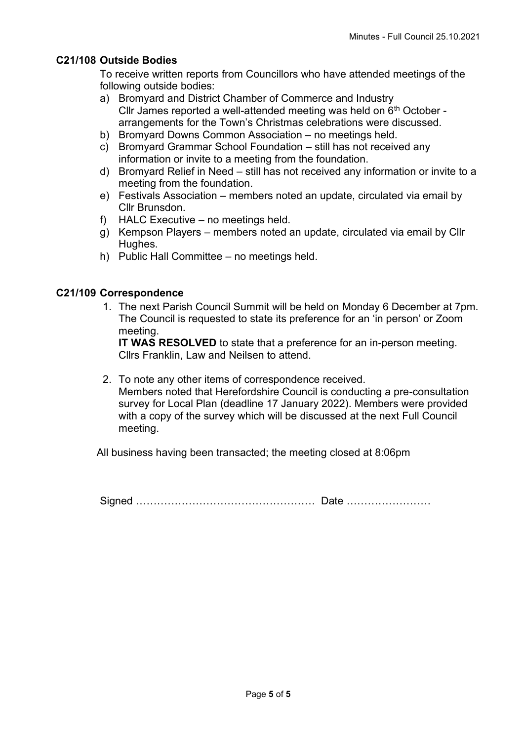### C21/108 Outside Bodies

To receive written reports from Councillors who have attended meetings of the following outside bodies:

a) Bromyard and District Chamber of Commerce and Industry
Cllr James reported a well-attended meeting was held on 6th October - arrangements for the Town's Christmas celebrations were discussed.
b) Bromyard Downs Common Association – no meetings held.
c) Bromyard Grammar School Foundation – still has not received any information or invite to a meeting from the foundation.
d) Bromyard Relief in Need – still has not received any information or invite to a meeting from the foundation.
e) Festivals Association – members noted an update, circulated via email by Cllr Brunsdon.
f) HALC Executive – no meetings held.
g) Kempson Players – members noted an update, circulated via email by Cllr Hughes.
h) Public Hall Committee – no meetings held.

### C21/109 Correspondence

1. The next Parish Council Summit will be held on Monday 6 December at 7pm. The Council is requested to state its preference for an 'in person' or Zoom meeting.
**IT WAS RESOLVED** to state that a preference for an in-person meeting. Cllrs Franklin, Law and Neilsen to attend.

2. To note any other items of correspondence received.
Members noted that Herefordshire Council is conducting a pre-consultation survey for Local Plan (deadline 17 January 2022). Members were provided with a copy of the survey which will be discussed at the next Full Council meeting.

All business having been transacted; the meeting closed at 8:06pm

Signed …………………………………………… Date ……………………